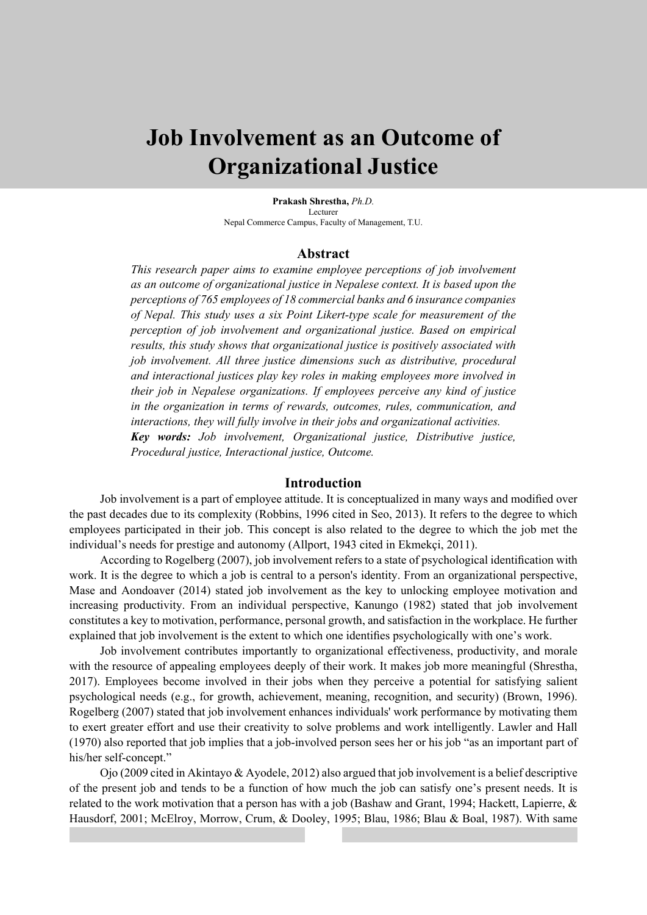# Job Involvement as an Outcome of Organizational Justice

**Prakash Shrestha,** *Ph.D.*
Lecturer
Nepal Commerce Campus, Faculty of Management, T.U.

## Abstract

*This research paper aims to examine employee perceptions of job involvement as an outcome of organizational justice in Nepalese context. It is based upon the perceptions of 765 employees of 18 commercial banks and 6 insurance companies of Nepal. This study uses a six Point Likert-type scale for measurement of the perception of job involvement and organizational justice. Based on empirical results, this study shows that organizational justice is positively associated with job involvement. All three justice dimensions such as distributive, procedural and interactional justices play key roles in making employees more involved in their job in Nepalese organizations. If employees perceive any kind of justice in the organization in terms of rewards, outcomes, rules, communication, and interactions, they will fully involve in their jobs and organizational activities.*

***Key words:*** *Job involvement, Organizational justice, Distributive justice, Procedural justice, Interactional justice, Outcome.*

## Introduction

Job involvement is a part of employee attitude. It is conceptualized in many ways and modified over the past decades due to its complexity (Robbins, 1996 cited in Seo, 2013). It refers to the degree to which employees participated in their job. This concept is also related to the degree to which the job met the individual's needs for prestige and autonomy (Allport, 1943 cited in Ekmekçi, 2011).

According to Rogelberg (2007), job involvement refers to a state of psychological identification with work. It is the degree to which a job is central to a person's identity. From an organizational perspective, Mase and Aondoaver (2014) stated job involvement as the key to unlocking employee motivation and increasing productivity. From an individual perspective, Kanungo (1982) stated that job involvement constitutes a key to motivation, performance, personal growth, and satisfaction in the workplace. He further explained that job involvement is the extent to which one identifies psychologically with one's work.

Job involvement contributes importantly to organizational effectiveness, productivity, and morale with the resource of appealing employees deeply of their work. It makes job more meaningful (Shrestha, 2017). Employees become involved in their jobs when they perceive a potential for satisfying salient psychological needs (e.g., for growth, achievement, meaning, recognition, and security) (Brown, 1996). Rogelberg (2007) stated that job involvement enhances individuals' work performance by motivating them to exert greater effort and use their creativity to solve problems and work intelligently. Lawler and Hall (1970) also reported that job implies that a job-involved person sees her or his job "as an important part of his/her self-concept."

Ojo (2009 cited in Akintayo & Ayodele, 2012) also argued that job involvement is a belief descriptive of the present job and tends to be a function of how much the job can satisfy one's present needs. It is related to the work motivation that a person has with a job (Bashaw and Grant, 1994; Hackett, Lapierre, & Hausdorf, 2001; McElroy, Morrow, Crum, & Dooley, 1995; Blau, 1986; Blau & Boal, 1987). With same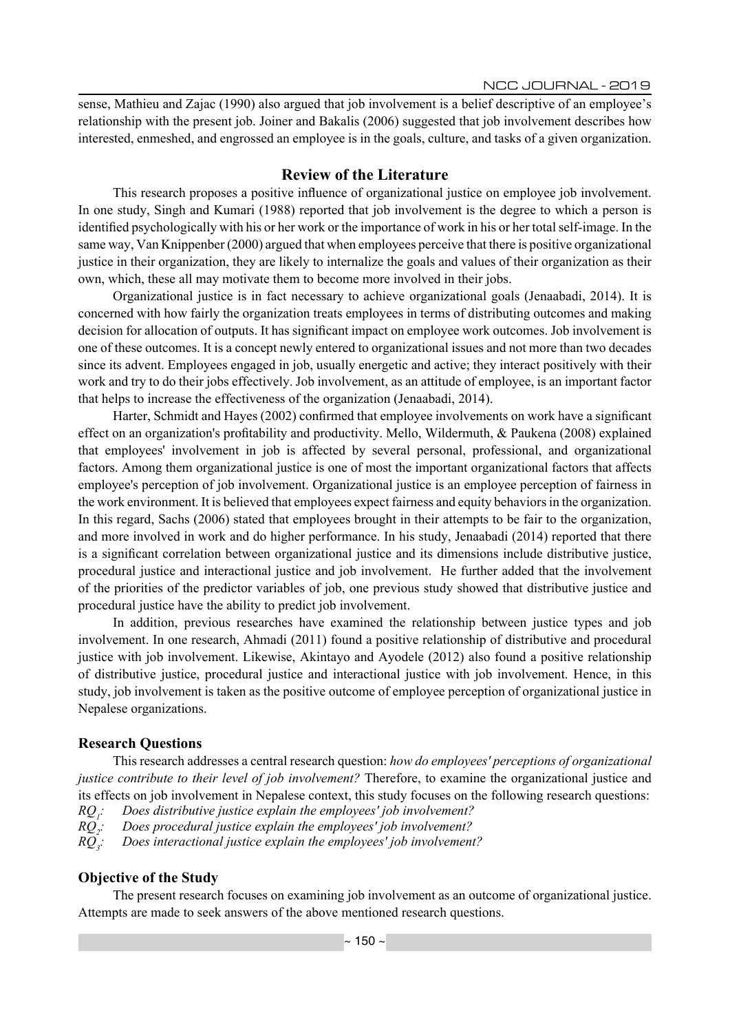sense, Mathieu and Zajac (1990) also argued that job involvement is a belief descriptive of an employee's relationship with the present job. Joiner and Bakalis (2006) suggested that job involvement describes how interested, enmeshed, and engrossed an employee is in the goals, culture, and tasks of a given organization.

## Review of the Literature

This research proposes a positive influence of organizational justice on employee job involvement. In one study, Singh and Kumari (1988) reported that job involvement is the degree to which a person is identified psychologically with his or her work or the importance of work in his or her total self-image. In the same way, Van Knippenber (2000) argued that when employees perceive that there is positive organizational justice in their organization, they are likely to internalize the goals and values of their organization as their own, which, these all may motivate them to become more involved in their jobs.

Organizational justice is in fact necessary to achieve organizational goals (Jenaabadi, 2014). It is concerned with how fairly the organization treats employees in terms of distributing outcomes and making decision for allocation of outputs. It has significant impact on employee work outcomes. Job involvement is one of these outcomes. It is a concept newly entered to organizational issues and not more than two decades since its advent. Employees engaged in job, usually energetic and active; they interact positively with their work and try to do their jobs effectively. Job involvement, as an attitude of employee, is an important factor that helps to increase the effectiveness of the organization (Jenaabadi, 2014).

Harter, Schmidt and Hayes (2002) confirmed that employee involvements on work have a significant effect on an organization's profitability and productivity. Mello, Wildermuth, & Paukena (2008) explained that employees' involvement in job is affected by several personal, professional, and organizational factors. Among them organizational justice is one of most the important organizational factors that affects employee's perception of job involvement. Organizational justice is an employee perception of fairness in the work environment. It is believed that employees expect fairness and equity behaviors in the organization. In this regard, Sachs (2006) stated that employees brought in their attempts to be fair to the organization, and more involved in work and do higher performance. In his study, Jenaabadi (2014) reported that there is a significant correlation between organizational justice and its dimensions include distributive justice, procedural justice and interactional justice and job involvement. He further added that the involvement of the priorities of the predictor variables of job, one previous study showed that distributive justice and procedural justice have the ability to predict job involvement.

In addition, previous researches have examined the relationship between justice types and job involvement. In one research, Ahmadi (2011) found a positive relationship of distributive and procedural justice with job involvement. Likewise, Akintayo and Ayodele (2012) also found a positive relationship of distributive justice, procedural justice and interactional justice with job involvement. Hence, in this study, job involvement is taken as the positive outcome of employee perception of organizational justice in Nepalese organizations.

### Research Questions

This research addresses a central research question: *how do employees' perceptions of organizational justice contribute to their level of job involvement?* Therefore, to examine the organizational justice and its effects on job involvement in Nepalese context, this study focuses on the following research questions:

$RQ_1$: *Does distributive justice explain the employees' job involvement?*

$RQ_2$: *Does procedural justice explain the employees' job involvement?*

$RQ_3$: *Does interactional justice explain the employees' job involvement?*

### Objective of the Study

The present research focuses on examining job involvement as an outcome of organizational justice. Attempts are made to seek answers of the above mentioned research questions.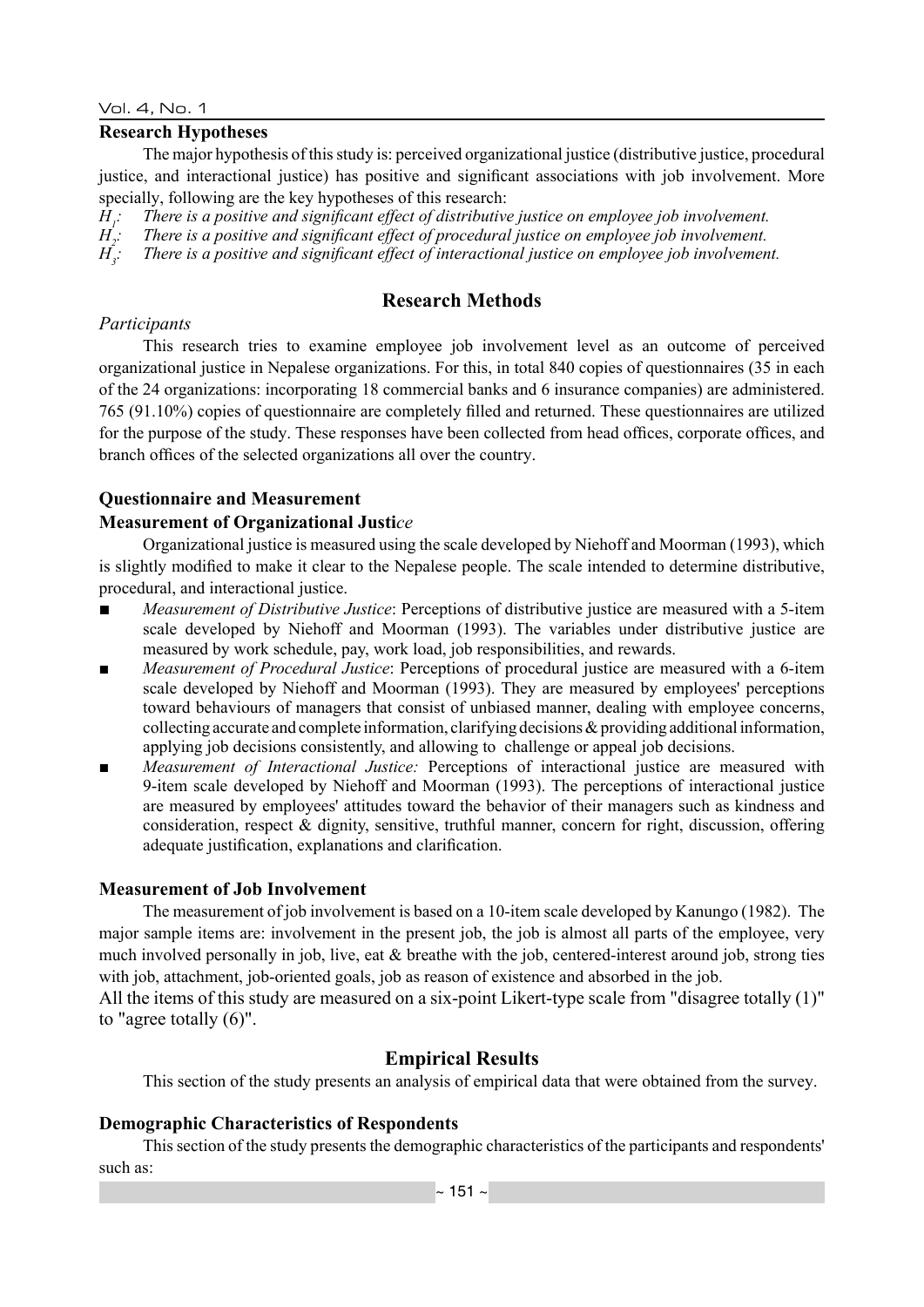### Research Hypotheses

The major hypothesis of this study is: perceived organizational justice (distributive justice, procedural justice, and interactional justice) has positive and significant associations with job involvement. More specially, following are the key hypotheses of this research:

$H_1$: *There is a positive and significant effect of distributive justice on employee job involvement.*
$H_2$: *There is a positive and significant effect of procedural justice on employee job involvement.*
$H_3$: *There is a positive and significant effect of interactional justice on employee job involvement.*

## Research Methods

*Participants*

This research tries to examine employee job involvement level as an outcome of perceived organizational justice in Nepalese organizations. For this, in total 840 copies of questionnaires (35 in each of the 24 organizations: incorporating 18 commercial banks and 6 insurance companies) are administered. 765 (91.10%) copies of questionnaire are completely filled and returned. These questionnaires are utilized for the purpose of the study. These responses have been collected from head offices, corporate offices, and branch offices of the selected organizations all over the country.

### Questionnaire and Measurement

#### Measurement of Organizational Justice

Organizational justice is measured using the scale developed by Niehoff and Moorman (1993), which is slightly modified to make it clear to the Nepalese people. The scale intended to determine distributive, procedural, and interactional justice.

- *Measurement of Distributive Justice*: Perceptions of distributive justice are measured with a 5-item scale developed by Niehoff and Moorman (1993). The variables under distributive justice are measured by work schedule, pay, work load, job responsibilities, and rewards.
- *Measurement of Procedural Justice*: Perceptions of procedural justice are measured with a 6-item scale developed by Niehoff and Moorman (1993). They are measured by employees' perceptions toward behaviours of managers that consist of unbiased manner, dealing with employee concerns, collecting accurate and complete information, clarifying decisions & providing additional information, applying job decisions consistently, and allowing to challenge or appeal job decisions.
- *Measurement of Interactional Justice:* Perceptions of interactional justice are measured with 9-item scale developed by Niehoff and Moorman (1993). The perceptions of interactional justice are measured by employees' attitudes toward the behavior of their managers such as kindness and consideration, respect & dignity, sensitive, truthful manner, concern for right, discussion, offering adequate justification, explanations and clarification.

### Measurement of Job Involvement

The measurement of job involvement is based on a 10-item scale developed by Kanungo (1982). The major sample items are: involvement in the present job, the job is almost all parts of the employee, very much involved personally in job, live, eat & breathe with the job, centered-interest around job, strong ties with job, attachment, job-oriented goals, job as reason of existence and absorbed in the job.

All the items of this study are measured on a six-point Likert-type scale from "disagree totally (1)" to "agree totally (6)".

## Empirical Results

This section of the study presents an analysis of empirical data that were obtained from the survey.

### Demographic Characteristics of Respondents

This section of the study presents the demographic characteristics of the participants and respondents' such as: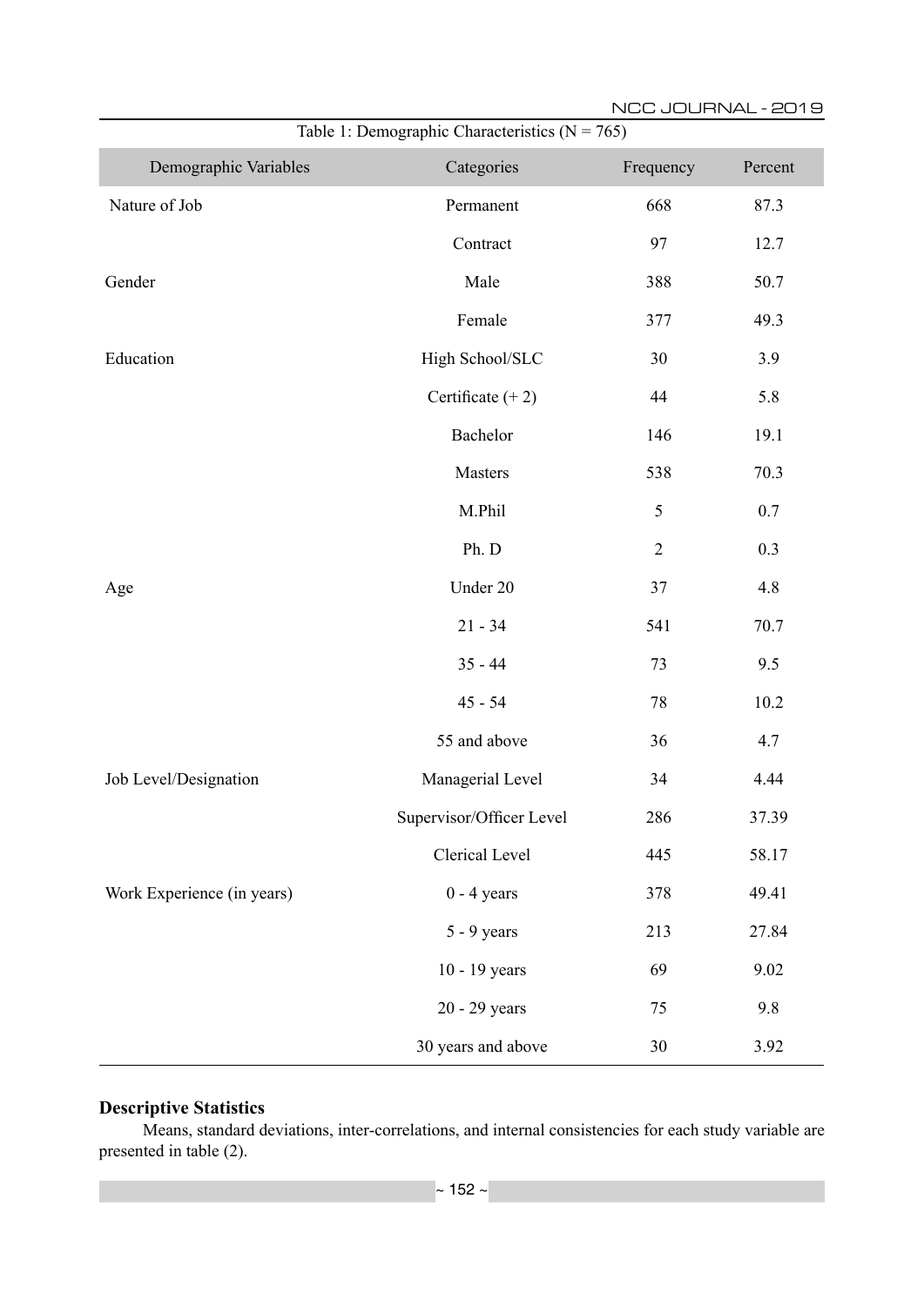Table 1: Demographic Characteristics (N = 765)

| Demographic Variables | Categories | Frequency | Percent |
|---|---|---|---|
| Nature of Job | Permanent | 668 | 87.3 |
| | Contract | 97 | 12.7 |
| Gender | Male | 388 | 50.7 |
| | Female | 377 | 49.3 |
| Education | High School/SLC | 30 | 3.9 |
| | Certificate (+ 2) | 44 | 5.8 |
| | Bachelor | 146 | 19.1 |
| | Masters | 538 | 70.3 |
| | M.Phil | 5 | 0.7 |
| | Ph. D | 2 | 0.3 |
| Age | Under 20 | 37 | 4.8 |
| | 21 - 34 | 541 | 70.7 |
| | 35 - 44 | 73 | 9.5 |
| | 45 - 54 | 78 | 10.2 |
| | 55 and above | 36 | 4.7 |
| Job Level/Designation | Managerial Level | 34 | 4.44 |
| | Supervisor/Officer Level | 286 | 37.39 |
| | Clerical Level | 445 | 58.17 |
| Work Experience (in years) | 0 - 4 years | 378 | 49.41 |
| | 5 - 9 years | 213 | 27.84 |
| | 10 - 19 years | 69 | 9.02 |
| | 20 - 29 years | 75 | 9.8 |
| | 30 years and above | 30 | 3.92 |

**Descriptive Statistics**

Means, standard deviations, inter-correlations, and internal consistencies for each study variable are presented in table (2).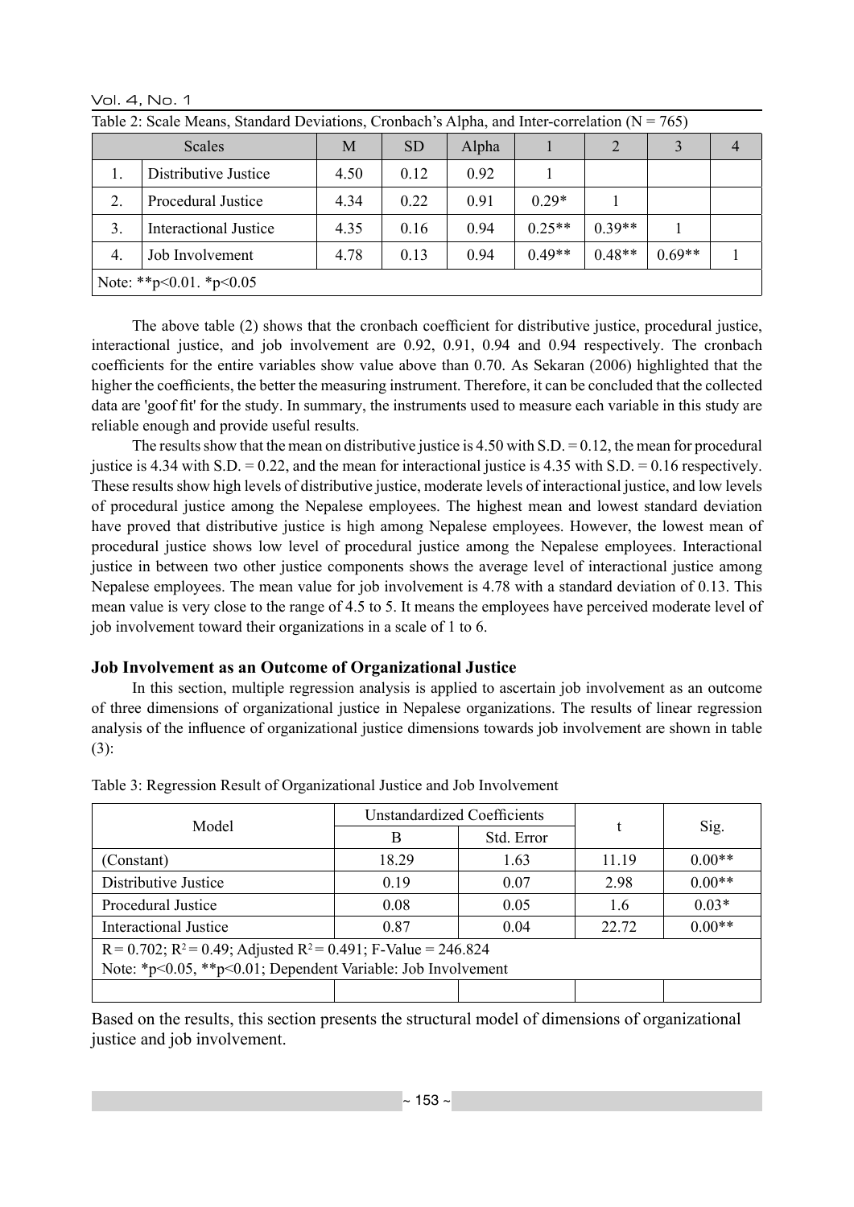Table 2: Scale Means, Standard Deviations, Cronbach's Alpha, and Inter-correlation (N = 765)

| | Scales | M | SD | Alpha | 1 | 2 | 3 | 4 |
|---|---|---|---|---|---|---|---|---|
| 1. | Distributive Justice | 4.50 | 0.12 | 0.92 | 1 | | | |
| 2. | Procedural Justice | 4.34 | 0.22 | 0.91 | 0.29* | 1 | | |
| 3. | Interactional Justice | 4.35 | 0.16 | 0.94 | 0.25** | 0.39** | 1 | |
| 4. | Job Involvement | 4.78 | 0.13 | 0.94 | 0.49** | 0.48** | 0.69** | 1 |
| Note: **p<0.01. *p<0.05 | | | | | | | | |

The above table (2) shows that the cronbach coefficient for distributive justice, procedural justice, interactional justice, and job involvement are 0.92, 0.91, 0.94 and 0.94 respectively. The cronbach coefficients for the entire variables show value above than 0.70. As Sekaran (2006) highlighted that the higher the coefficients, the better the measuring instrument. Therefore, it can be concluded that the collected data are 'goof fit' for the study. In summary, the instruments used to measure each variable in this study are reliable enough and provide useful results.

The results show that the mean on distributive justice is 4.50 with S.D. = 0.12, the mean for procedural justice is 4.34 with S.D. = 0.22, and the mean for interactional justice is 4.35 with S.D. = 0.16 respectively. These results show high levels of distributive justice, moderate levels of interactional justice, and low levels of procedural justice among the Nepalese employees. The highest mean and lowest standard deviation have proved that distributive justice is high among Nepalese employees. However, the lowest mean of procedural justice shows low level of procedural justice among the Nepalese employees. Interactional justice in between two other justice components shows the average level of interactional justice among Nepalese employees. The mean value for job involvement is 4.78 with a standard deviation of 0.13. This mean value is very close to the range of 4.5 to 5. It means the employees have perceived moderate level of job involvement toward their organizations in a scale of 1 to 6.

### Job Involvement as an Outcome of Organizational Justice

In this section, multiple regression analysis is applied to ascertain job involvement as an outcome of three dimensions of organizational justice in Nepalese organizations. The results of linear regression analysis of the influence of organizational justice dimensions towards job involvement are shown in table (3):

Table 3: Regression Result of Organizational Justice and Job Involvement

| Model | Unstandardized Coefficients | | t | Sig. |
|---|---|---|---|---|
| | B | Std. Error | | |
| (Constant) | 18.29 | 1.63 | 11.19 | 0.00** |
| Distributive Justice | 0.19 | 0.07 | 2.98 | 0.00** |
| Procedural Justice | 0.08 | 0.05 | 1.6 | 0.03* |
| Interactional Justice | 0.87 | 0.04 | 22.72 | 0.00** |
| R = 0.702; $R^2$ = 0.49; Adjusted $R^2$ = 0.491; F-Value = 246.824<br>Note: *p<0.05, **p<0.01; Dependent Variable: Job Involvement | | | | |
| | | | | |

Based on the results, this section presents the structural model of dimensions of organizational justice and job involvement.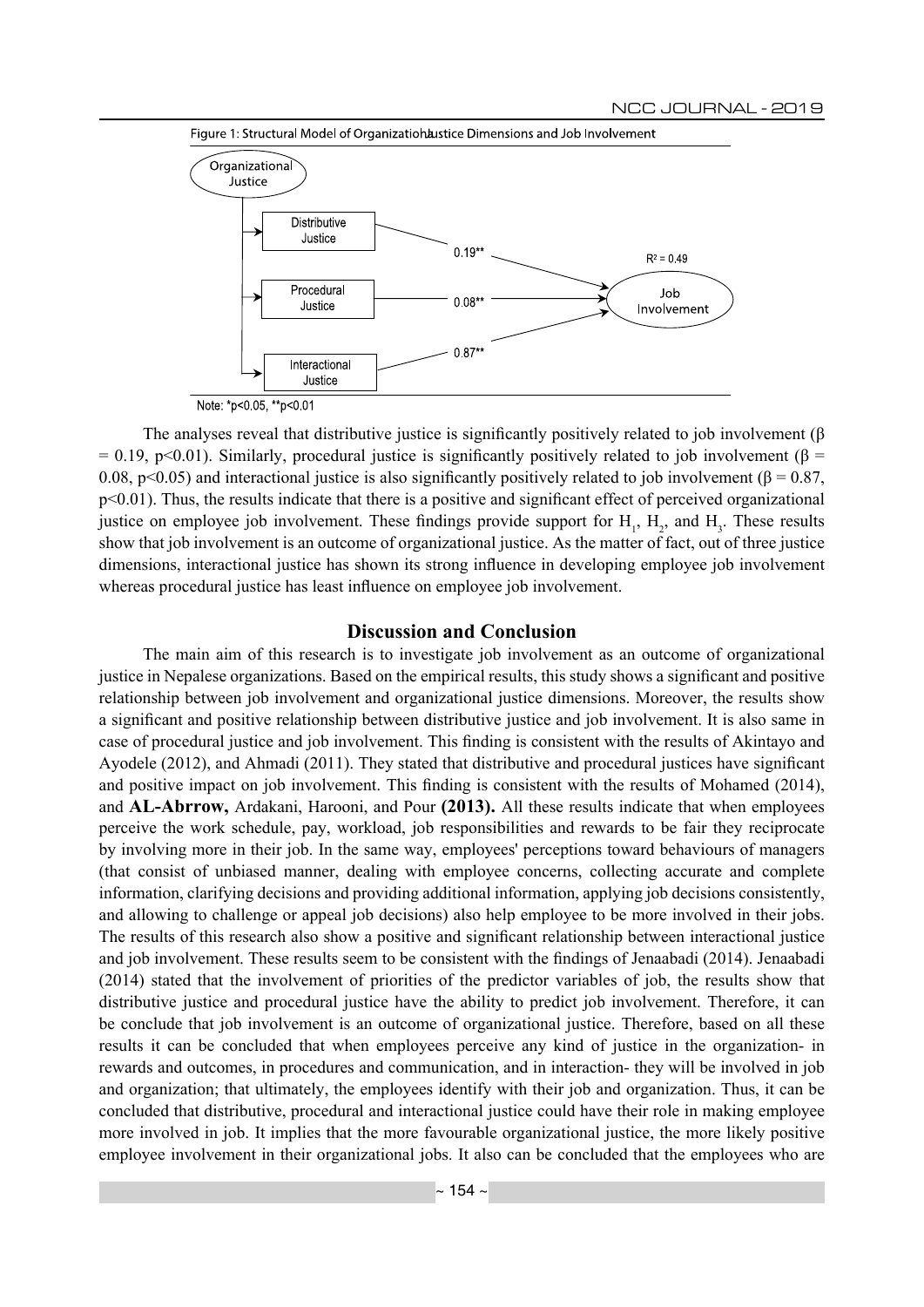Figure 1: Structural Model of Organizational Justice Dimensions and Job Involvement

Note: *p<0.05, **p<0.01

The analyses reveal that distributive justice is significantly positively related to job involvement ($\beta = 0.19$, $p<0.01$). Similarly, procedural justice is significantly positively related to job involvement ($\beta = 0.08$, $p<0.05$) and interactional justice is also significantly positively related to job involvement ($\beta = 0.87$, $p<0.01$). Thus, the results indicate that there is a positive and significant effect of perceived organizational justice on employee job involvement. These findings provide support for $H_1$, $H_2$, and $H_3$. These results show that job involvement is an outcome of organizational justice. As the matter of fact, out of three justice dimensions, interactional justice has shown its strong influence in developing employee job involvement whereas procedural justice has least influence on employee job involvement.

## Discussion and Conclusion

The main aim of this research is to investigate job involvement as an outcome of organizational justice in Nepalese organizations. Based on the empirical results, this study shows a significant and positive relationship between job involvement and organizational justice dimensions. Moreover, the results show a significant and positive relationship between distributive justice and job involvement. It is also same in case of procedural justice and job involvement. This finding is consistent with the results of Akintayo and Ayodele (2012), and Ahmadi (2011). They stated that distributive and procedural justices have significant and positive impact on job involvement. This finding is consistent with the results of Mohamed (2014), and **AL-Abrrow,** Ardakani, Harooni, and Pour **(2013).** All these results indicate that when employees perceive the work schedule, pay, workload, job responsibilities and rewards to be fair they reciprocate by involving more in their job. In the same way, employees' perceptions toward behaviours of managers (that consist of unbiased manner, dealing with employee concerns, collecting accurate and complete information, clarifying decisions and providing additional information, applying job decisions consistently, and allowing to challenge or appeal job decisions) also help employee to be more involved in their jobs. The results of this research also show a positive and significant relationship between interactional justice and job involvement. These results seem to be consistent with the findings of Jenaabadi (2014). Jenaabadi (2014) stated that the involvement of priorities of the predictor variables of job, the results show that distributive justice and procedural justice have the ability to predict job involvement. Therefore, it can be conclude that job involvement is an outcome of organizational justice. Therefore, based on all these results it can be concluded that when employees perceive any kind of justice in the organization- in rewards and outcomes, in procedures and communication, and in interaction- they will be involved in job and organization; that ultimately, the employees identify with their job and organization. Thus, it can be concluded that distributive, procedural and interactional justice could have their role in making employee more involved in job. It implies that the more favourable organizational justice, the more likely positive employee involvement in their organizational jobs. It also can be concluded that the employees who are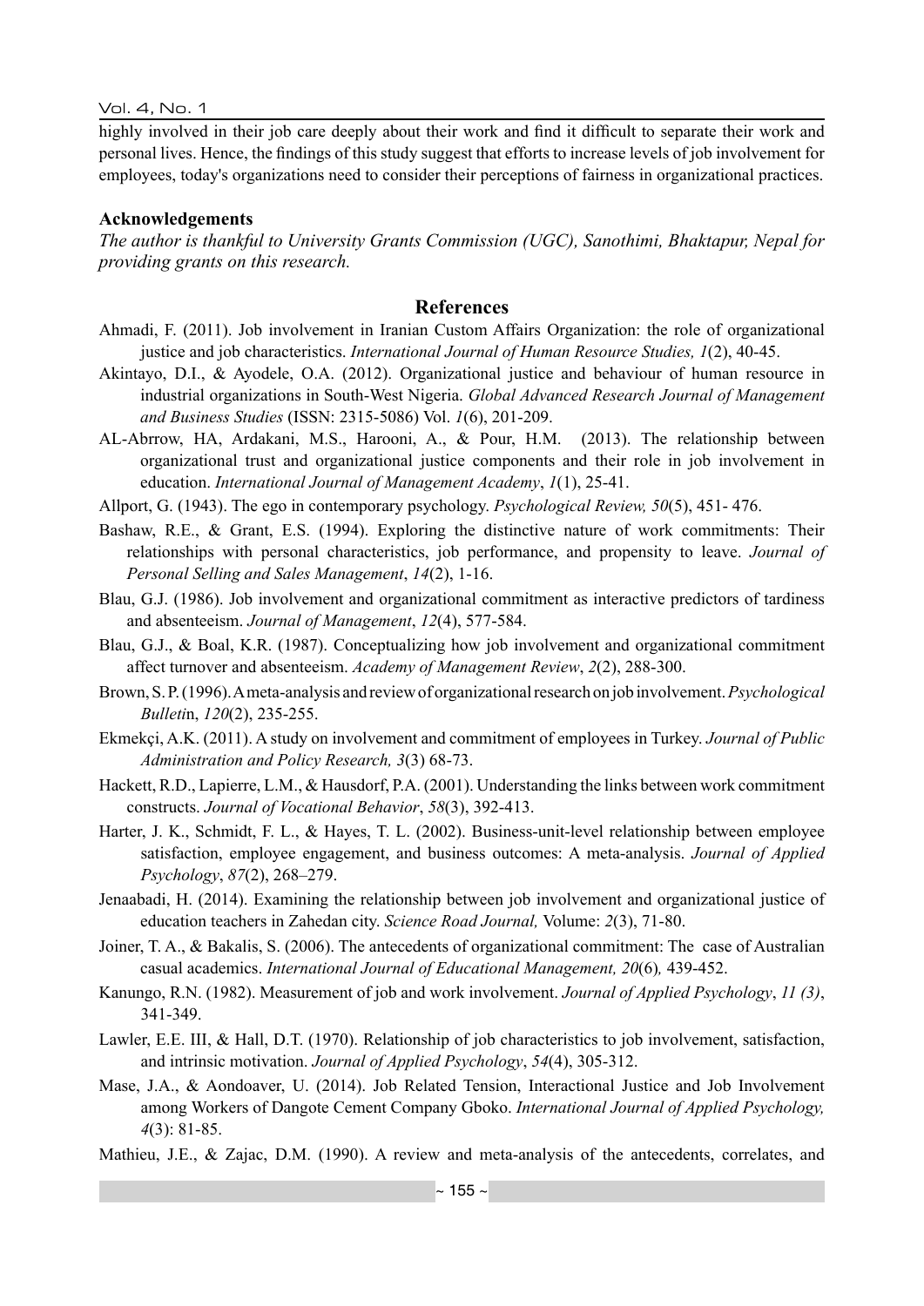highly involved in their job care deeply about their work and find it difficult to separate their work and personal lives. Hence, the findings of this study suggest that efforts to increase levels of job involvement for employees, today's organizations need to consider their perceptions of fairness in organizational practices.

## Acknowledgements

*The author is thankful to University Grants Commission (UGC), Sanothimi, Bhaktapur, Nepal for providing grants on this research.*

## References

Ahmadi, F. (2011). Job involvement in Iranian Custom Affairs Organization: the role of organizational justice and job characteristics. *International Journal of Human Resource Studies, 1*(2), 40-45.

Akintayo, D.I., & Ayodele, O.A. (2012). Organizational justice and behaviour of human resource in industrial organizations in South-West Nigeria. *Global Advanced Research Journal of Management and Business Studies* (ISSN: 2315-5086) Vol. *1*(6), 201-209.

AL-Abrrow, HA, Ardakani, M.S., Harooni, A., & Pour, H.M. (2013). The relationship between organizational trust and organizational justice components and their role in job involvement in education. *International Journal of Management Academy*, *1*(1), 25-41.

Allport, G. (1943). The ego in contemporary psychology. *Psychological Review, 50*(5), 451- 476.

Bashaw, R.E., & Grant, E.S. (1994). Exploring the distinctive nature of work commitments: Their relationships with personal characteristics, job performance, and propensity to leave. *Journal of Personal Selling and Sales Management*, *14*(2), 1-16.

Blau, G.J. (1986). Job involvement and organizational commitment as interactive predictors of tardiness and absenteeism. *Journal of Management*, *12*(4), 577-584.

Blau, G.J., & Boal, K.R. (1987). Conceptualizing how job involvement and organizational commitment affect turnover and absenteeism. *Academy of Management Review*, *2*(2), 288-300.

Brown, S. P. (1996). A meta-analysis and review of organizational research on job involvement. *Psychological Bulleti*n, *120*(2), 235-255.

Ekmekçi, A.K. (2011). A study on involvement and commitment of employees in Turkey. *Journal of Public Administration and Policy Research, 3*(3) 68-73.

Hackett, R.D., Lapierre, L.M., & Hausdorf, P.A. (2001). Understanding the links between work commitment constructs. *Journal of Vocational Behavior*, *58*(3), 392-413.

Harter, J. K., Schmidt, F. L., & Hayes, T. L. (2002). Business-unit-level relationship between employee satisfaction, employee engagement, and business outcomes: A meta-analysis. *Journal of Applied Psychology*, *87*(2), 268–279.

Jenaabadi, H. (2014). Examining the relationship between job involvement and organizational justice of education teachers in Zahedan city. *Science Road Journal,* Volume: *2*(3), 71-80.

Joiner, T. A., & Bakalis, S. (2006). The antecedents of organizational commitment: The case of Australian casual academics. *International Journal of Educational Management, 20*(6)*,* 439-452.

Kanungo, R.N. (1982). Measurement of job and work involvement. *Journal of Applied Psychology*, *11 (3)*, 341-349.

Lawler, E.E. III, & Hall, D.T. (1970). Relationship of job characteristics to job involvement, satisfaction, and intrinsic motivation. *Journal of Applied Psychology*, *54*(4), 305-312.

Mase, J.A., & Aondoaver, U. (2014). Job Related Tension, Interactional Justice and Job Involvement among Workers of Dangote Cement Company Gboko. *International Journal of Applied Psychology, 4*(3): 81-85.

Mathieu, J.E., & Zajac, D.M. (1990). A review and meta-analysis of the antecedents, correlates, and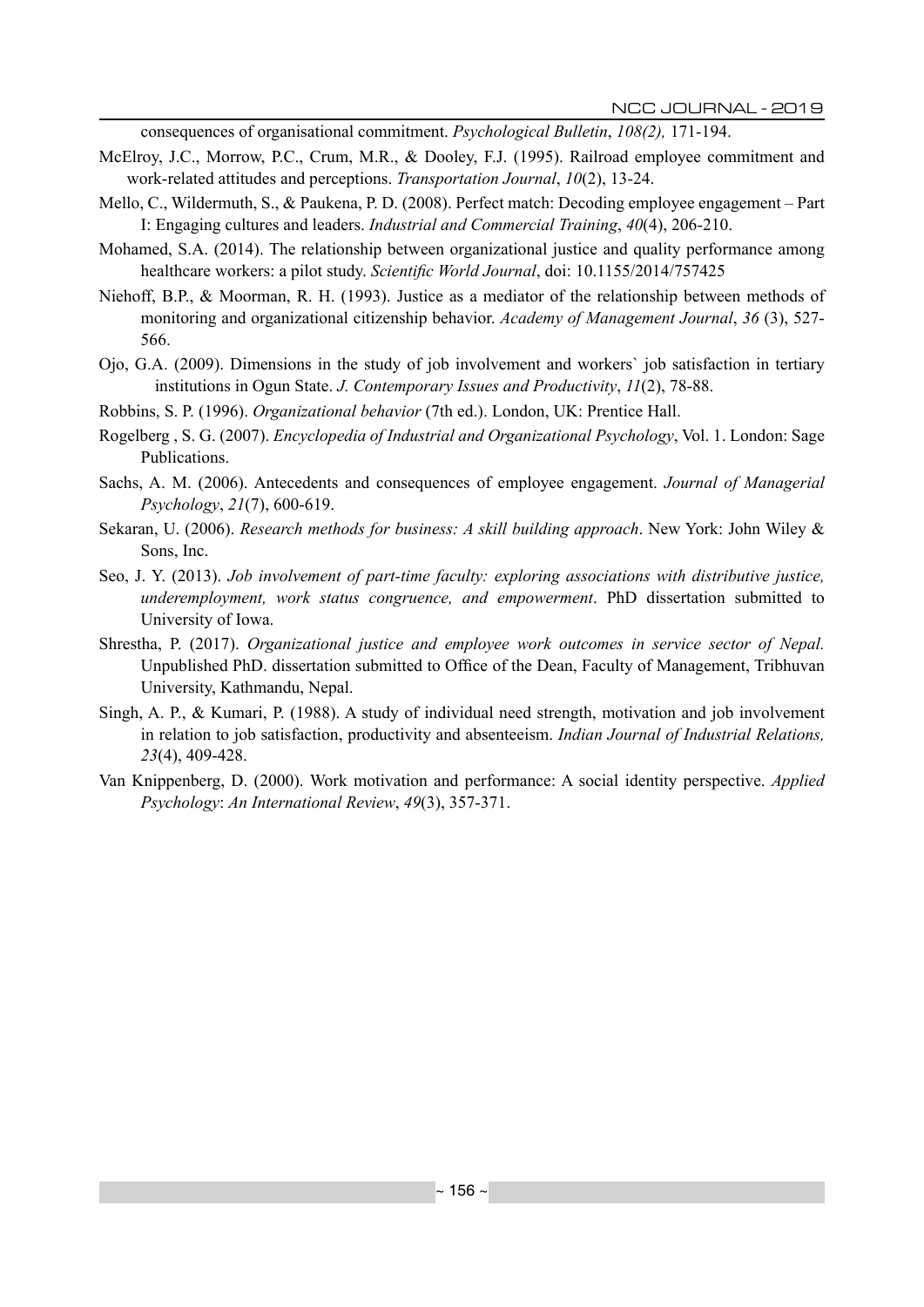consequences of organisational commitment. *Psychological Bulletin*, *108(2),* 171-194.

McElroy, J.C., Morrow, P.C., Crum, M.R., & Dooley, F.J. (1995). Railroad employee commitment and work-related attitudes and perceptions. *Transportation Journal*, *10*(2), 13-24.

Mello, C., Wildermuth, S., & Paukena, P. D. (2008). Perfect match: Decoding employee engagement – Part I: Engaging cultures and leaders. *Industrial and Commercial Training*, *40*(4), 206-210.

Mohamed, S.A. (2014). The relationship between organizational justice and quality performance among healthcare workers: a pilot study. *Scientific World Journal*, doi: 10.1155/2014/757425

Niehoff, B.P., & Moorman, R. H. (1993). Justice as a mediator of the relationship between methods of monitoring and organizational citizenship behavior. *Academy of Management Journal*, *36* (3), 527-566.

Ojo, G.A. (2009). Dimensions in the study of job involvement and workers` job satisfaction in tertiary institutions in Ogun State. *J. Contemporary Issues and Productivity*, *11*(2), 78-88.

Robbins, S. P. (1996). *Organizational behavior* (7th ed.). London, UK: Prentice Hall.

Rogelberg , S. G. (2007). *Encyclopedia of Industrial and Organizational Psychology*, Vol. 1. London: Sage Publications.

Sachs, A. M. (2006). Antecedents and consequences of employee engagement. *Journal of Managerial Psychology*, *21*(7), 600-619.

Sekaran, U. (2006). *Research methods for business: A skill building approach*. New York: John Wiley & Sons, Inc.

Seo, J. Y. (2013). *Job involvement of part-time faculty: exploring associations with distributive justice, underemployment, work status congruence, and empowerment*. PhD dissertation submitted to University of Iowa.

Shrestha, P. (2017). *Organizational justice and employee work outcomes in service sector of Nepal.* Unpublished PhD. dissertation submitted to Office of the Dean, Faculty of Management, Tribhuvan University, Kathmandu, Nepal.

Singh, A. P., & Kumari, P. (1988). A study of individual need strength, motivation and job involvement in relation to job satisfaction, productivity and absenteeism. *Indian Journal of Industrial Relations, 23*(4), 409-428.

Van Knippenberg, D. (2000). Work motivation and performance: A social identity perspective. *Applied Psychology*: *An International Review*, *49*(3), 357-371.